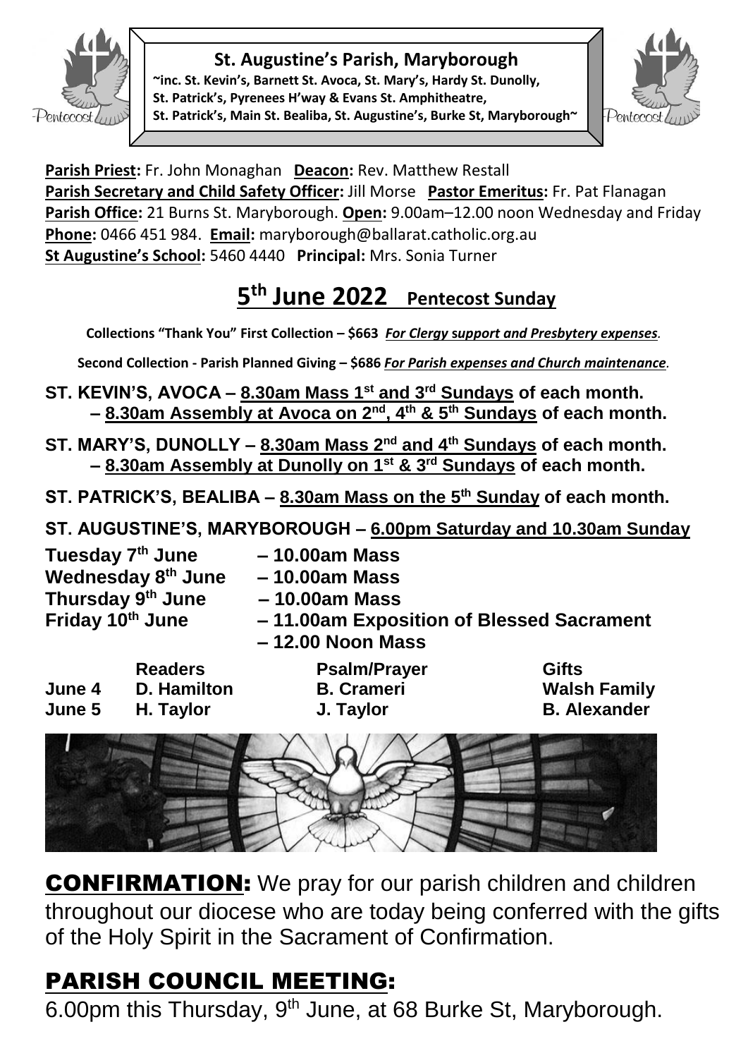# St. Augustine's Parish, Maryborough

**~inc. St. Kevin's, Barnett St. Avoca, St. Mary's, Hardy St. Dunolly, St. Patrick's, Pyrenees H'way & Evans St. Amphitheatre, St. Patrick's, Main St. Bealiba, St. Augustine's, Burke St, Maryborough~**

**Parish Priest:** Fr. John Monaghan **Deacon:** Rev. Matthew Restall
**Parish Secretary and Child Safety Officer:** Jill Morse **Pastor Emeritus:** Fr. Pat Flanagan
**Parish Office:** 21 Burns St. Maryborough. **Open:** 9.00am–12.00 noon Wednesday and Friday
**Phone:** 0466 451 984. **Email:** maryborough@ballarat.catholic.org.au
**St Augustine's School:** 5460 4440 **Principal:** Mrs. Sonia Turner

## 5th June 2022 Pentecost Sunday

**Collections "Thank You" First Collection – $663** ***For Clergy support and Presbytery expenses.***

**Second Collection - Parish Planned Giving – $686** ***For Parish expenses and Church maintenance.***

**ST. KEVIN'S, AVOCA – 8.30am Mass 1st and 3rd Sundays of each month.**
**– 8.30am Assembly at Avoca on 2nd, 4th & 5th Sundays of each month.**

**ST. MARY'S, DUNOLLY – 8.30am Mass 2nd and 4th Sundays of each month.**
**– 8.30am Assembly at Dunolly on 1st & 3rd Sundays of each month.**

**ST. PATRICK'S, BEALIBA – 8.30am Mass on the 5th Sunday of each month.**

**ST. AUGUSTINE'S, MARYBOROUGH – 6.00pm Saturday and 10.30am Sunday**

**Tuesday 7th June – 10.00am Mass**
**Wednesday 8th June – 10.00am Mass**
**Thursday 9th June – 10.00am Mass**
**Friday 10th June – 11.00am Exposition of Blessed Sacrament**
**– 12.00 Noon Mass**

| | Readers | Psalm/Prayer | Gifts |
|---|---|---|---|
| June 4 | D. Hamilton | B. Crameri | Walsh Family |
| June 5 | H. Taylor | J. Taylor | B. Alexander |

**CONFIRMATION:** We pray for our parish children and children throughout our diocese who are today being conferred with the gifts of the Holy Spirit in the Sacrament of Confirmation.

## PARISH COUNCIL MEETING:

6.00pm this Thursday, 9th June, at 68 Burke St, Maryborough.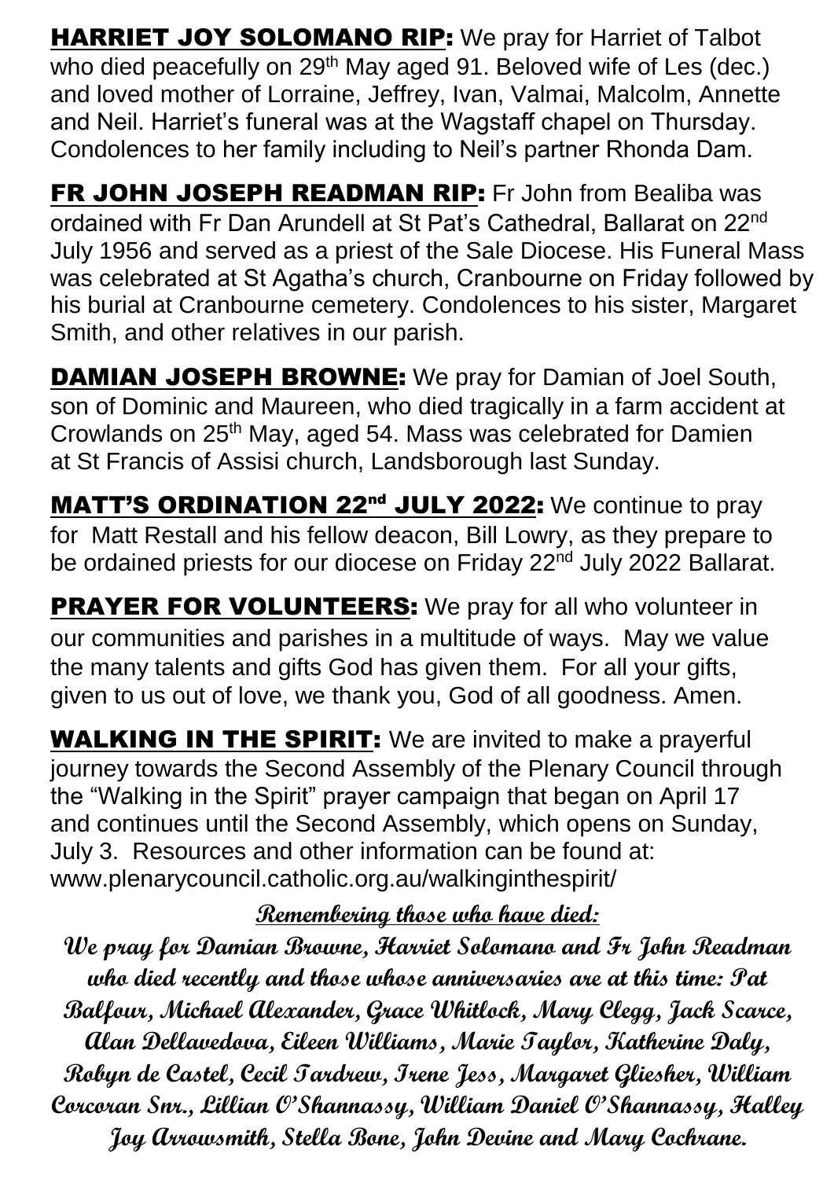**HARRIET JOY SOLOMANO RIP:** We pray for Harriet of Talbot who died peacefully on 29th May aged 91. Beloved wife of Les (dec.) and loved mother of Lorraine, Jeffrey, Ivan, Valmai, Malcolm, Annette and Neil. Harriet's funeral was at the Wagstaff chapel on Thursday. Condolences to her family including to Neil's partner Rhonda Dam.

**FR JOHN JOSEPH READMAN RIP:** Fr John from Bealiba was ordained with Fr Dan Arundell at St Pat's Cathedral, Ballarat on 22nd July 1956 and served as a priest of the Sale Diocese. His Funeral Mass was celebrated at St Agatha's church, Cranbourne on Friday followed by his burial at Cranbourne cemetery. Condolences to his sister, Margaret Smith, and other relatives in our parish.

**DAMIAN JOSEPH BROWNE:** We pray for Damian of Joel South, son of Dominic and Maureen, who died tragically in a farm accident at Crowlands on 25th May, aged 54. Mass was celebrated for Damien at St Francis of Assisi church, Landsborough last Sunday.

**MATT'S ORDINATION 22nd JULY 2022:** We continue to pray for Matt Restall and his fellow deacon, Bill Lowry, as they prepare to be ordained priests for our diocese on Friday 22nd July 2022 Ballarat.

**PRAYER FOR VOLUNTEERS:** We pray for all who volunteer in our communities and parishes in a multitude of ways. May we value the many talents and gifts God has given them. For all your gifts, given to us out of love, we thank you, God of all goodness. Amen.

**WALKING IN THE SPIRIT:** We are invited to make a prayerful journey towards the Second Assembly of the Plenary Council through the "Walking in the Spirit" prayer campaign that began on April 17 and continues until the Second Assembly, which opens on Sunday, July 3. Resources and other information can be found at: www.plenarycouncil.catholic.org.au/walkinginthespirit/

**Remembering those who have died:**

**We pray for Damian Browne, Harriet Solomano and Fr John Readman who died recently and those whose anniversaries are at this time: Pat Balfour, Michael Alexander, Grace Whitlock, Mary Clegg, Jack Scarce, Alan Dellavedova, Eileen Williams, Marie Taylor, Katherine Daly, Robyn de Castel, Cecil Tardrew, Irene Jess, Margaret Gliesher, William Corcoran Snr., Lillian O'Shannassy, William Daniel O'Shannassy, Halley Joy Arrowsmith, Stella Bone, John Devine and Mary Cochrane.**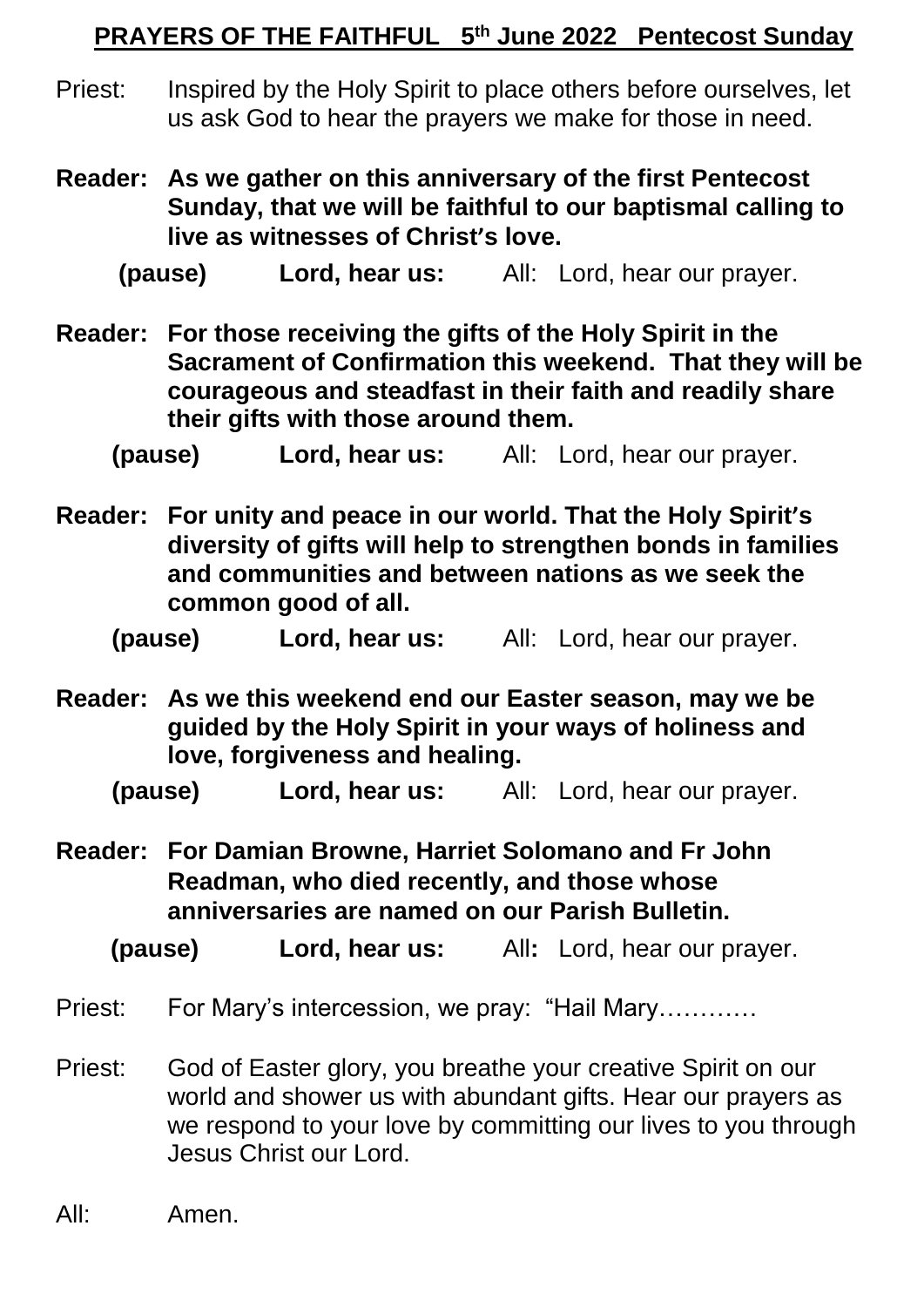## PRAYERS OF THE FAITHFUL 5th June 2022 Pentecost Sunday

Priest: Inspired by the Holy Spirit to place others before ourselves, let us ask God to hear the prayers we make for those in need.

**Reader: As we gather on this anniversary of the first Pentecost Sunday, that we will be faithful to our baptismal calling to live as witnesses of Christ's love.**

**(pause) Lord, hear us:** All: Lord, hear our prayer.

**Reader: For those receiving the gifts of the Holy Spirit in the Sacrament of Confirmation this weekend. That they will be courageous and steadfast in their faith and readily share their gifts with those around them.**

**(pause) Lord, hear us:** All: Lord, hear our prayer.

**Reader: For unity and peace in our world. That the Holy Spirit's diversity of gifts will help to strengthen bonds in families and communities and between nations as we seek the common good of all.**

**(pause) Lord, hear us:** All: Lord, hear our prayer.

**Reader: As we this weekend end our Easter season, may we be guided by the Holy Spirit in your ways of holiness and love, forgiveness and healing.**

**(pause) Lord, hear us:** All: Lord, hear our prayer.

**Reader: For Damian Browne, Harriet Solomano and Fr John Readman, who died recently, and those whose anniversaries are named on our Parish Bulletin.**

**(pause) Lord, hear us:** All: Lord, hear our prayer.

Priest: For Mary's intercession, we pray: "Hail Mary…………

Priest: God of Easter glory, you breathe your creative Spirit on our world and shower us with abundant gifts. Hear our prayers as we respond to your love by committing our lives to you through Jesus Christ our Lord.

All: Amen.